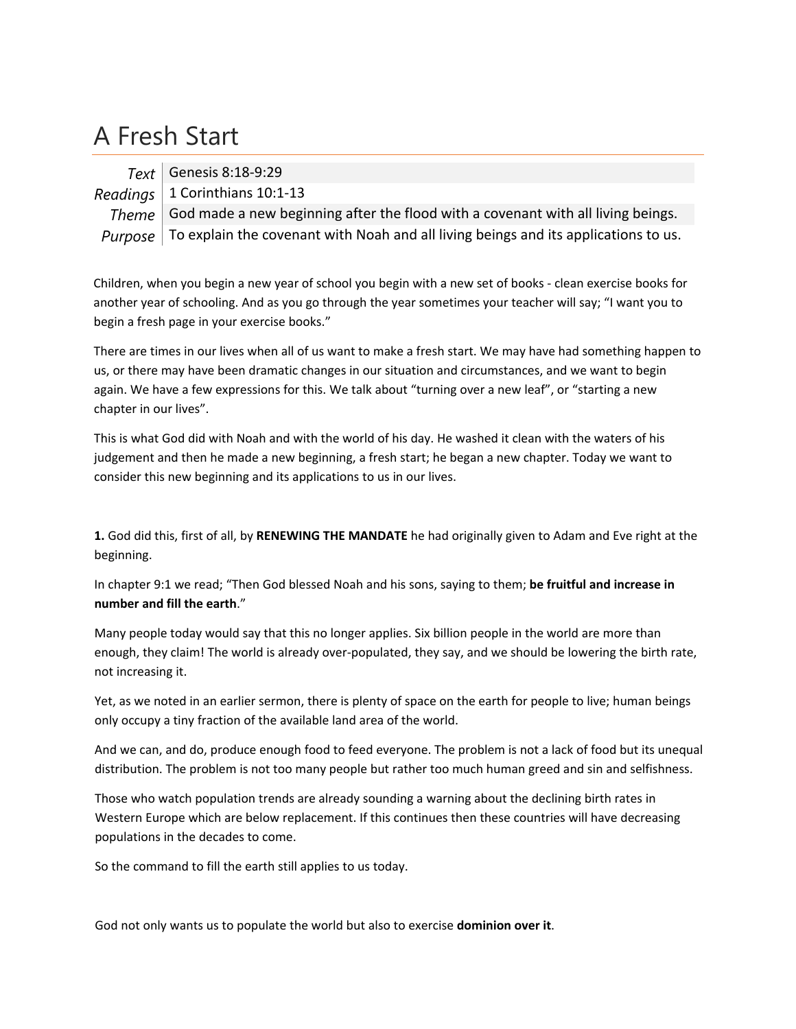# A Fresh Start

| | |
|---|---|
| *Text* | Genesis 8:18-9:29 |
| *Readings* | 1 Corinthians 10:1-13 |
| *Theme* | God made a new beginning after the flood with a covenant with all living beings. |
| *Purpose* | To explain the covenant with Noah and all living beings and its applications to us. |

Children, when you begin a new year of school you begin with a new set of books - clean exercise books for another year of schooling. And as you go through the year sometimes your teacher will say; "I want you to begin a fresh page in your exercise books."

There are times in our lives when all of us want to make a fresh start. We may have had something happen to us, or there may have been dramatic changes in our situation and circumstances, and we want to begin again. We have a few expressions for this. We talk about "turning over a new leaf", or "starting a new chapter in our lives".

This is what God did with Noah and with the world of his day. He washed it clean with the waters of his judgement and then he made a new beginning, a fresh start; he began a new chapter. Today we want to consider this new beginning and its applications to us in our lives.

**1.** God did this, first of all, by **RENEWING THE MANDATE** he had originally given to Adam and Eve right at the beginning.

In chapter 9:1 we read; "Then God blessed Noah and his sons, saying to them; **be fruitful and increase in number and fill the earth**."

Many people today would say that this no longer applies. Six billion people in the world are more than enough, they claim! The world is already over-populated, they say, and we should be lowering the birth rate, not increasing it.

Yet, as we noted in an earlier sermon, there is plenty of space on the earth for people to live; human beings only occupy a tiny fraction of the available land area of the world.

And we can, and do, produce enough food to feed everyone. The problem is not a lack of food but its unequal distribution. The problem is not too many people but rather too much human greed and sin and selfishness.

Those who watch population trends are already sounding a warning about the declining birth rates in Western Europe which are below replacement. If this continues then these countries will have decreasing populations in the decades to come.

So the command to fill the earth still applies to us today.

God not only wants us to populate the world but also to exercise **dominion over it**.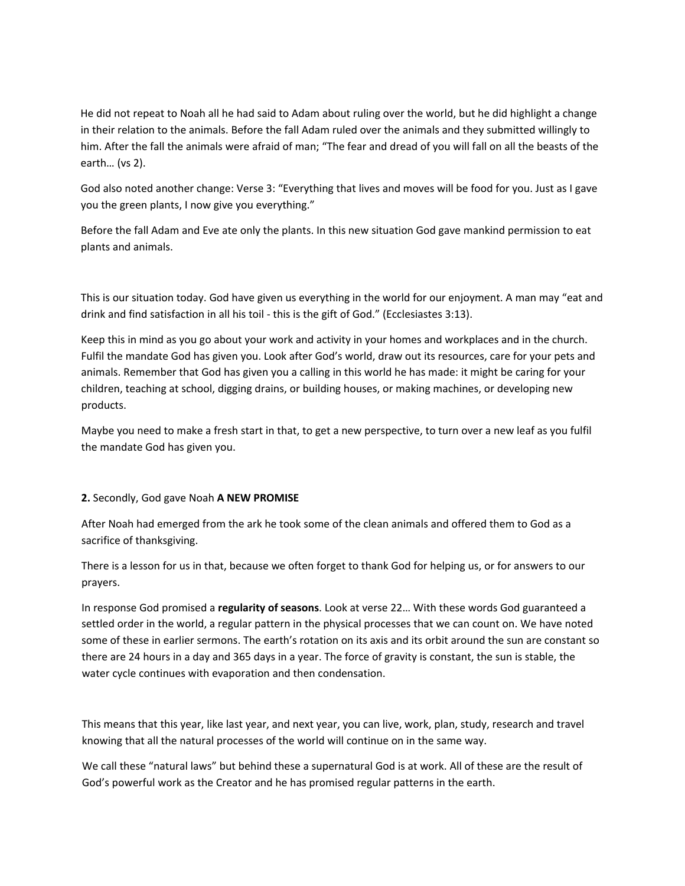He did not repeat to Noah all he had said to Adam about ruling over the world, but he did highlight a change in their relation to the animals. Before the fall Adam ruled over the animals and they submitted willingly to him. After the fall the animals were afraid of man; "The fear and dread of you will fall on all the beasts of the earth… (vs 2).

God also noted another change: Verse 3: "Everything that lives and moves will be food for you. Just as I gave you the green plants, I now give you everything."

Before the fall Adam and Eve ate only the plants. In this new situation God gave mankind permission to eat plants and animals.

This is our situation today. God have given us everything in the world for our enjoyment. A man may "eat and drink and find satisfaction in all his toil - this is the gift of God." (Ecclesiastes 3:13).

Keep this in mind as you go about your work and activity in your homes and workplaces and in the church. Fulfil the mandate God has given you. Look after God's world, draw out its resources, care for your pets and animals. Remember that God has given you a calling in this world he has made: it might be caring for your children, teaching at school, digging drains, or building houses, or making machines, or developing new products.

Maybe you need to make a fresh start in that, to get a new perspective, to turn over a new leaf as you fulfil the mandate God has given you.

**2.** Secondly, God gave Noah **A NEW PROMISE**

After Noah had emerged from the ark he took some of the clean animals and offered them to God as a sacrifice of thanksgiving.

There is a lesson for us in that, because we often forget to thank God for helping us, or for answers to our prayers.

In response God promised a **regularity of seasons**. Look at verse 22… With these words God guaranteed a settled order in the world, a regular pattern in the physical processes that we can count on. We have noted some of these in earlier sermons. The earth's rotation on its axis and its orbit around the sun are constant so there are 24 hours in a day and 365 days in a year. The force of gravity is constant, the sun is stable, the water cycle continues with evaporation and then condensation.

This means that this year, like last year, and next year, you can live, work, plan, study, research and travel knowing that all the natural processes of the world will continue on in the same way.

We call these "natural laws" but behind these a supernatural God is at work. All of these are the result of God's powerful work as the Creator and he has promised regular patterns in the earth.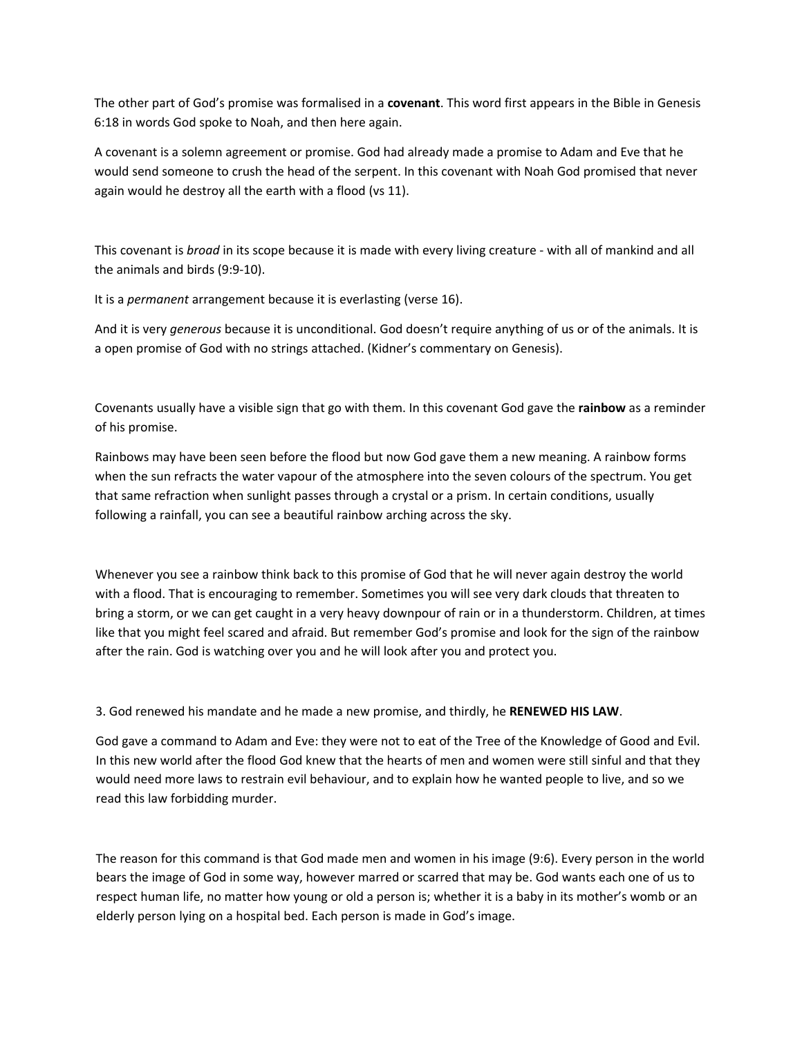The other part of God's promise was formalised in a **covenant**. This word first appears in the Bible in Genesis 6:18 in words God spoke to Noah, and then here again.

A covenant is a solemn agreement or promise. God had already made a promise to Adam and Eve that he would send someone to crush the head of the serpent. In this covenant with Noah God promised that never again would he destroy all the earth with a flood (vs 11).

This covenant is *broad* in its scope because it is made with every living creature - with all of mankind and all the animals and birds (9:9-10).

It is a *permanent* arrangement because it is everlasting (verse 16).

And it is very *generous* because it is unconditional. God doesn't require anything of us or of the animals. It is a open promise of God with no strings attached. (Kidner's commentary on Genesis).

Covenants usually have a visible sign that go with them. In this covenant God gave the **rainbow** as a reminder of his promise.

Rainbows may have been seen before the flood but now God gave them a new meaning. A rainbow forms when the sun refracts the water vapour of the atmosphere into the seven colours of the spectrum. You get that same refraction when sunlight passes through a crystal or a prism. In certain conditions, usually following a rainfall, you can see a beautiful rainbow arching across the sky.

Whenever you see a rainbow think back to this promise of God that he will never again destroy the world with a flood. That is encouraging to remember. Sometimes you will see very dark clouds that threaten to bring a storm, or we can get caught in a very heavy downpour of rain or in a thunderstorm. Children, at times like that you might feel scared and afraid. But remember God's promise and look for the sign of the rainbow after the rain. God is watching over you and he will look after you and protect you.

3. God renewed his mandate and he made a new promise, and thirdly, he **RENEWED HIS LAW**.

God gave a command to Adam and Eve: they were not to eat of the Tree of the Knowledge of Good and Evil. In this new world after the flood God knew that the hearts of men and women were still sinful and that they would need more laws to restrain evil behaviour, and to explain how he wanted people to live, and so we read this law forbidding murder.

The reason for this command is that God made men and women in his image (9:6). Every person in the world bears the image of God in some way, however marred or scarred that may be. God wants each one of us to respect human life, no matter how young or old a person is; whether it is a baby in its mother's womb or an elderly person lying on a hospital bed. Each person is made in God's image.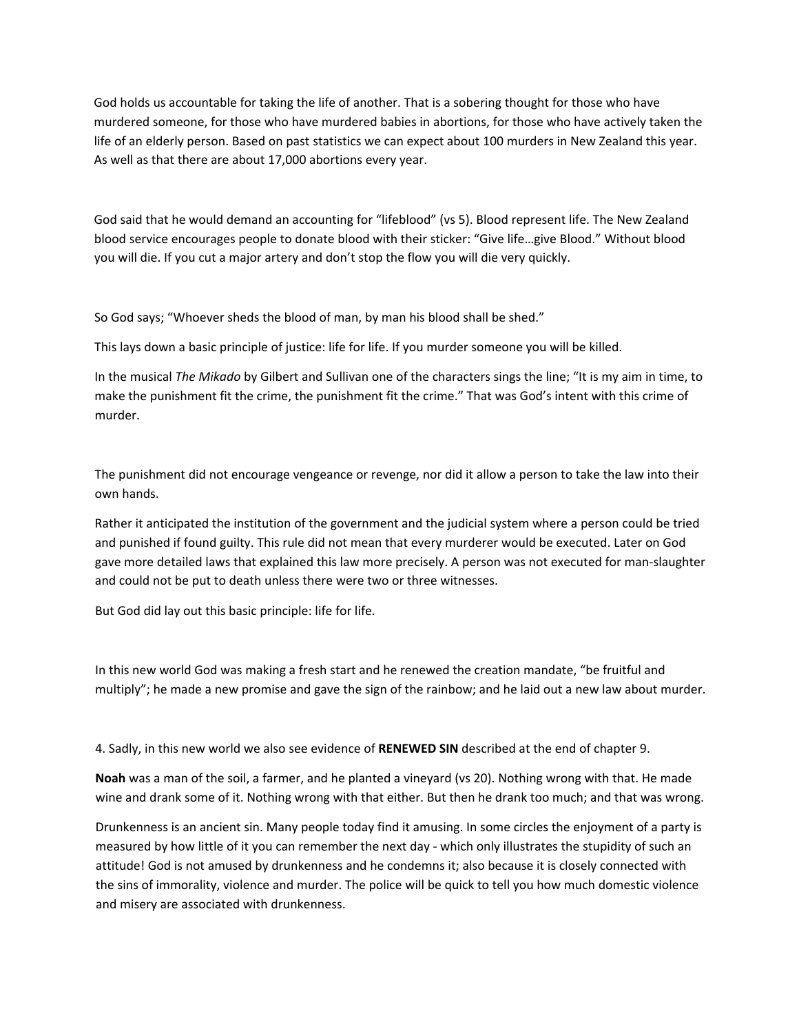God holds us accountable for taking the life of another. That is a sobering thought for those who have murdered someone, for those who have murdered babies in abortions, for those who have actively taken the life of an elderly person. Based on past statistics we can expect about 100 murders in New Zealand this year. As well as that there are about 17,000 abortions every year.

God said that he would demand an accounting for "lifeblood" (vs 5). Blood represent life. The New Zealand blood service encourages people to donate blood with their sticker: "Give life…give Blood." Without blood you will die. If you cut a major artery and don't stop the flow you will die very quickly.

So God says; "Whoever sheds the blood of man, by man his blood shall be shed."

This lays down a basic principle of justice: life for life. If you murder someone you will be killed.

In the musical *The Mikado* by Gilbert and Sullivan one of the characters sings the line; "It is my aim in time, to make the punishment fit the crime, the punishment fit the crime." That was God's intent with this crime of murder.

The punishment did not encourage vengeance or revenge, nor did it allow a person to take the law into their own hands.

Rather it anticipated the institution of the government and the judicial system where a person could be tried and punished if found guilty. This rule did not mean that every murderer would be executed. Later on God gave more detailed laws that explained this law more precisely. A person was not executed for man-slaughter and could not be put to death unless there were two or three witnesses.

But God did lay out this basic principle: life for life.

In this new world God was making a fresh start and he renewed the creation mandate, "be fruitful and multiply"; he made a new promise and gave the sign of the rainbow; and he laid out a new law about murder.

4. Sadly, in this new world we also see evidence of **RENEWED SIN** described at the end of chapter 9.

**Noah** was a man of the soil, a farmer, and he planted a vineyard (vs 20). Nothing wrong with that. He made wine and drank some of it. Nothing wrong with that either. But then he drank too much; and that was wrong.

Drunkenness is an ancient sin. Many people today find it amusing. In some circles the enjoyment of a party is measured by how little of it you can remember the next day - which only illustrates the stupidity of such an attitude! God is not amused by drunkenness and he condemns it; also because it is closely connected with the sins of immorality, violence and murder. The police will be quick to tell you how much domestic violence and misery are associated with drunkenness.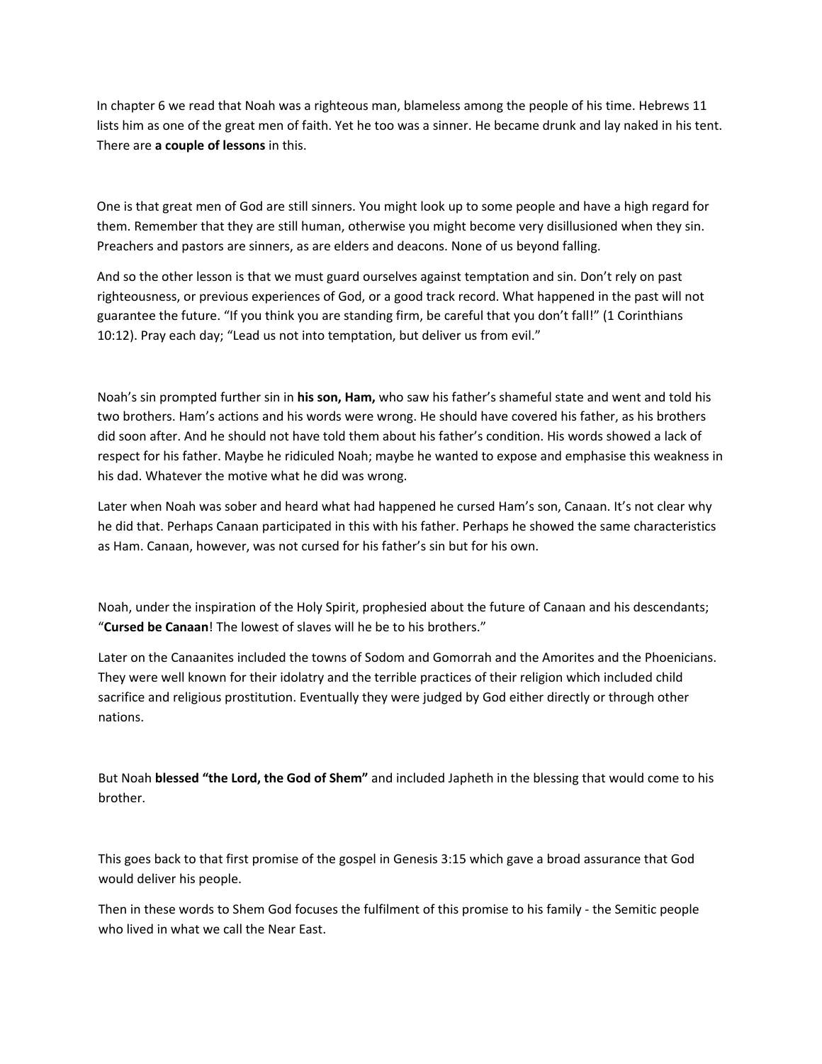In chapter 6 we read that Noah was a righteous man, blameless among the people of his time. Hebrews 11 lists him as one of the great men of faith. Yet he too was a sinner. He became drunk and lay naked in his tent. There are **a couple of lessons** in this.

One is that great men of God are still sinners. You might look up to some people and have a high regard for them. Remember that they are still human, otherwise you might become very disillusioned when they sin. Preachers and pastors are sinners, as are elders and deacons. None of us beyond falling.

And so the other lesson is that we must guard ourselves against temptation and sin. Don't rely on past righteousness, or previous experiences of God, or a good track record. What happened in the past will not guarantee the future. "If you think you are standing firm, be careful that you don't fall!" (1 Corinthians 10:12). Pray each day; "Lead us not into temptation, but deliver us from evil."

Noah's sin prompted further sin in **his son, Ham,** who saw his father's shameful state and went and told his two brothers. Ham's actions and his words were wrong. He should have covered his father, as his brothers did soon after. And he should not have told them about his father's condition. His words showed a lack of respect for his father. Maybe he ridiculed Noah; maybe he wanted to expose and emphasise this weakness in his dad. Whatever the motive what he did was wrong.

Later when Noah was sober and heard what had happened he cursed Ham's son, Canaan. It's not clear why he did that. Perhaps Canaan participated in this with his father. Perhaps he showed the same characteristics as Ham. Canaan, however, was not cursed for his father's sin but for his own.

Noah, under the inspiration of the Holy Spirit, prophesied about the future of Canaan and his descendants; "**Cursed be Canaan**! The lowest of slaves will he be to his brothers."

Later on the Canaanites included the towns of Sodom and Gomorrah and the Amorites and the Phoenicians. They were well known for their idolatry and the terrible practices of their religion which included child sacrifice and religious prostitution. Eventually they were judged by God either directly or through other nations.

But Noah **blessed "the Lord, the God of Shem"** and included Japheth in the blessing that would come to his brother.

This goes back to that first promise of the gospel in Genesis 3:15 which gave a broad assurance that God would deliver his people.

Then in these words to Shem God focuses the fulfilment of this promise to his family - the Semitic people who lived in what we call the Near East.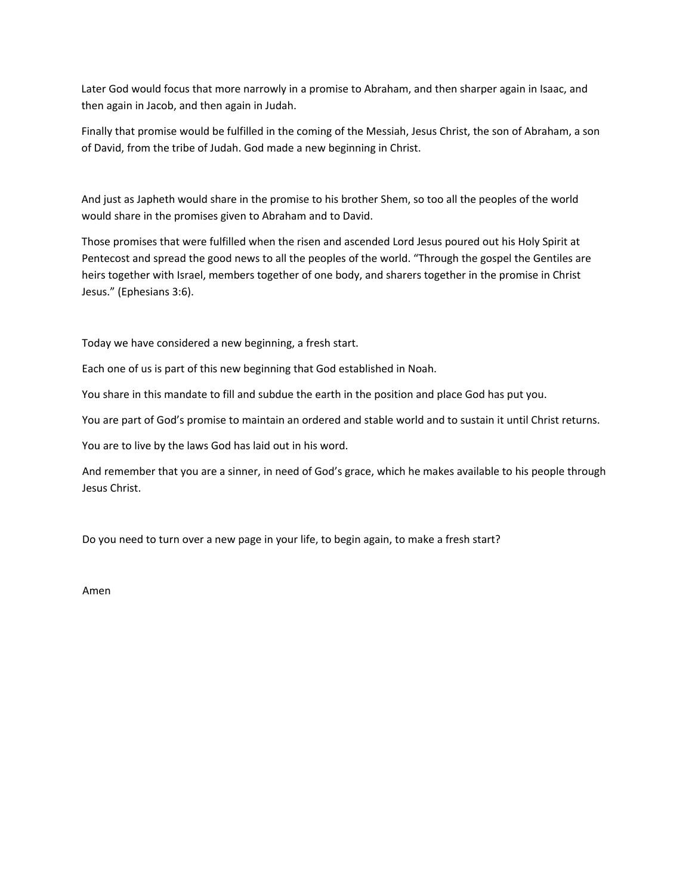Later God would focus that more narrowly in a promise to Abraham, and then sharper again in Isaac, and then again in Jacob, and then again in Judah.

Finally that promise would be fulfilled in the coming of the Messiah, Jesus Christ, the son of Abraham, a son of David, from the tribe of Judah. God made a new beginning in Christ.

And just as Japheth would share in the promise to his brother Shem, so too all the peoples of the world would share in the promises given to Abraham and to David.

Those promises that were fulfilled when the risen and ascended Lord Jesus poured out his Holy Spirit at Pentecost and spread the good news to all the peoples of the world. "Through the gospel the Gentiles are heirs together with Israel, members together of one body, and sharers together in the promise in Christ Jesus." (Ephesians 3:6).

Today we have considered a new beginning, a fresh start.

Each one of us is part of this new beginning that God established in Noah.

You share in this mandate to fill and subdue the earth in the position and place God has put you.

You are part of God's promise to maintain an ordered and stable world and to sustain it until Christ returns.

You are to live by the laws God has laid out in his word.

And remember that you are a sinner, in need of God's grace, which he makes available to his people through Jesus Christ.

Do you need to turn over a new page in your life, to begin again, to make a fresh start?

Amen